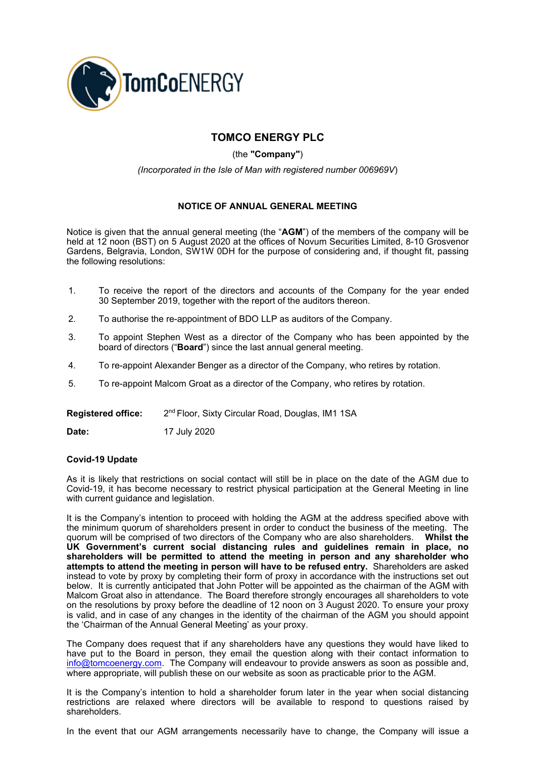TomCoENERGY

# TOMCO ENERGY PLC

(the **"Company"**)

*(Incorporated in the Isle of Man with registered number 006969V)*

## NOTICE OF ANNUAL GENERAL MEETING

Notice is given that the annual general meeting (the "**AGM**") of the members of the company will be held at 12 noon (BST) on 5 August 2020 at the offices of Novum Securities Limited, 8-10 Grosvenor Gardens, Belgravia, London, SW1W 0DH for the purpose of considering and, if thought fit, passing the following resolutions:

1. To receive the report of the directors and accounts of the Company for the year ended 30 September 2019, together with the report of the auditors thereon.
2. To authorise the re-appointment of BDO LLP as auditors of the Company.
3. To appoint Stephen West as a director of the Company who has been appointed by the board of directors ("**Board**") since the last annual general meeting.
4. To re-appoint Alexander Benger as a director of the Company, who retires by rotation.
5. To re-appoint Malcom Groat as a director of the Company, who retires by rotation.

**Registered office:** 2nd Floor, Sixty Circular Road, Douglas, IM1 1SA

**Date:** 17 July 2020

**Covid-19 Update**

As it is likely that restrictions on social contact will still be in place on the date of the AGM due to Covid-19, it has become necessary to restrict physical participation at the General Meeting in line with current guidance and legislation.

It is the Company's intention to proceed with holding the AGM at the address specified above with the minimum quorum of shareholders present in order to conduct the business of the meeting. The quorum will be comprised of two directors of the Company who are also shareholders. **Whilst the UK Government's current social distancing rules and guidelines remain in place, no shareholders will be permitted to attend the meeting in person and any shareholder who attempts to attend the meeting in person will have to be refused entry.** Shareholders are asked instead to vote by proxy by completing their form of proxy in accordance with the instructions set out below. It is currently anticipated that John Potter will be appointed as the chairman of the AGM with Malcom Groat also in attendance. The Board therefore strongly encourages all shareholders to vote on the resolutions by proxy before the deadline of 12 noon on 3 August 2020. To ensure your proxy is valid, and in case of any changes in the identity of the chairman of the AGM you should appoint the 'Chairman of the Annual General Meeting' as your proxy.

The Company does request that if any shareholders have any questions they would have liked to have put to the Board in person, they email the question along with their contact information to info@tomcoenergy.com. The Company will endeavour to provide answers as soon as possible and, where appropriate, will publish these on our website as soon as practicable prior to the AGM.

It is the Company's intention to hold a shareholder forum later in the year when social distancing restrictions are relaxed where directors will be available to respond to questions raised by shareholders.

In the event that our AGM arrangements necessarily have to change, the Company will issue a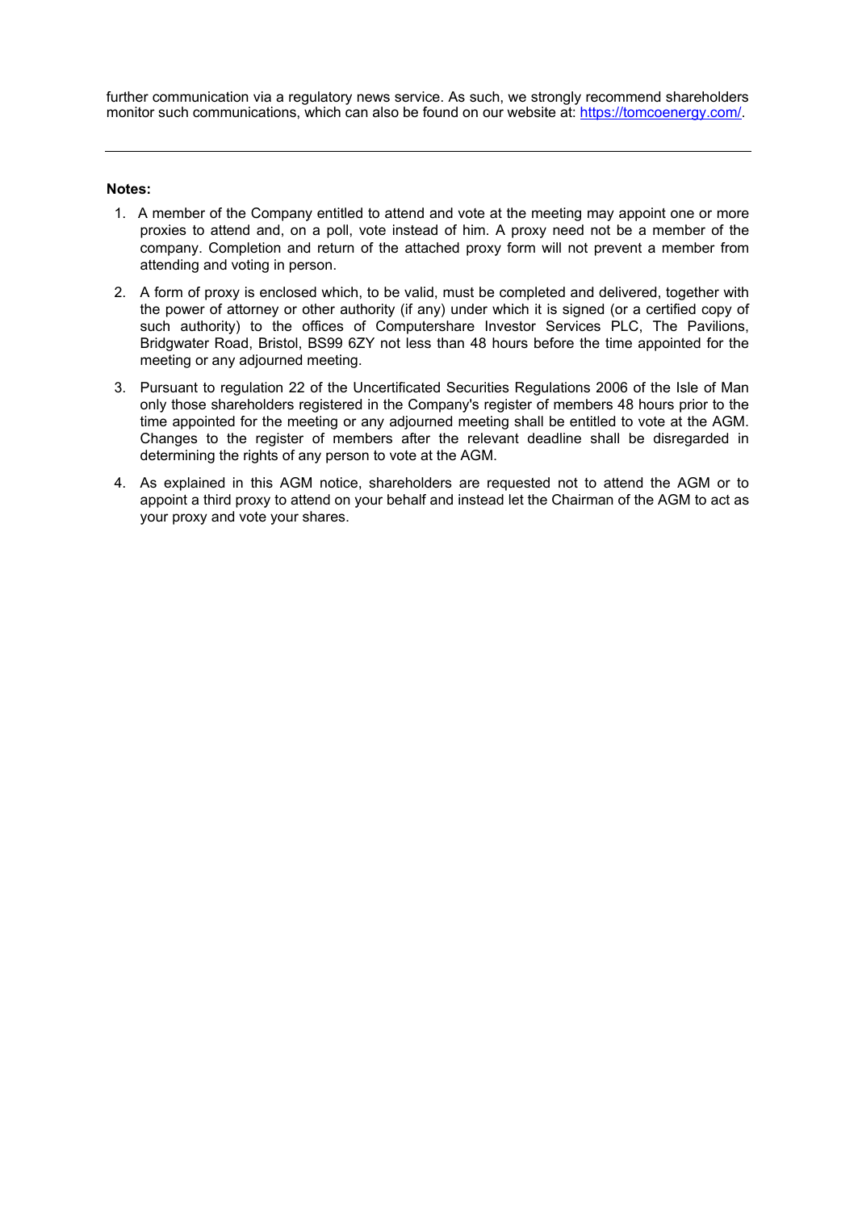further communication via a regulatory news service. As such, we strongly recommend shareholders monitor such communications, which can also be found on our website at: [https://tomcoenergy.com/](https://tomcoenergy.com/).

---

**Notes:**

1. A member of the Company entitled to attend and vote at the meeting may appoint one or more proxies to attend and, on a poll, vote instead of him. A proxy need not be a member of the company. Completion and return of the attached proxy form will not prevent a member from attending and voting in person.

2. A form of proxy is enclosed which, to be valid, must be completed and delivered, together with the power of attorney or other authority (if any) under which it is signed (or a certified copy of such authority) to the offices of Computershare Investor Services PLC, The Pavilions, Bridgwater Road, Bristol, BS99 6ZY not less than 48 hours before the time appointed for the meeting or any adjourned meeting.

3. Pursuant to regulation 22 of the Uncertificated Securities Regulations 2006 of the Isle of Man only those shareholders registered in the Company's register of members 48 hours prior to the time appointed for the meeting or any adjourned meeting shall be entitled to vote at the AGM. Changes to the register of members after the relevant deadline shall be disregarded in determining the rights of any person to vote at the AGM.

4. As explained in this AGM notice, shareholders are requested not to attend the AGM or to appoint a third proxy to attend on your behalf and instead let the Chairman of the AGM to act as your proxy and vote your shares.